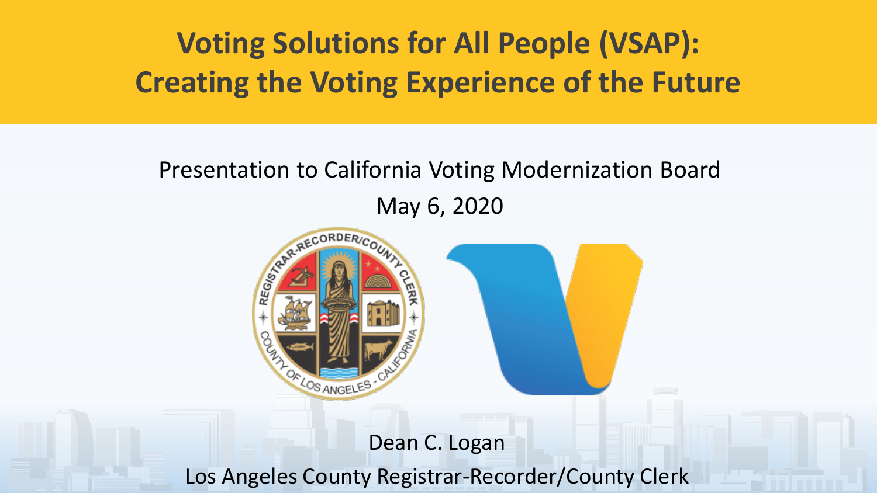# Voting Solutions for All People (VSAP): Creating the Voting Experience of the Future

Presentation to California Voting Modernization Board

May 6, 2020

Dean C. Logan

Los Angeles County Registrar-Recorder/County Clerk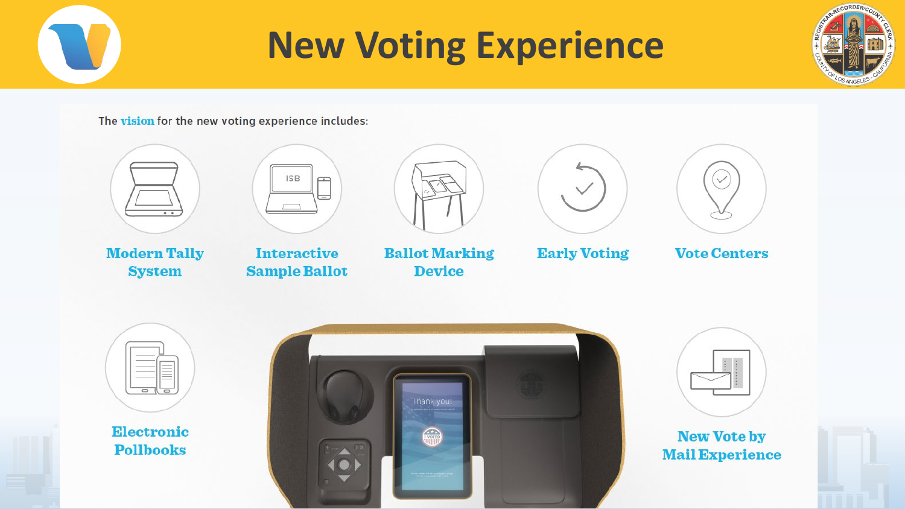# New Voting Experience

The **vision** for the new voting experience includes:

- **Modern Tally System**
- **Interactive Sample Ballot**
- **Ballot Marking Device**
- **Early Voting**
- **Vote Centers**
- **Electronic Pollbooks**
- **New Vote by Mail Experience**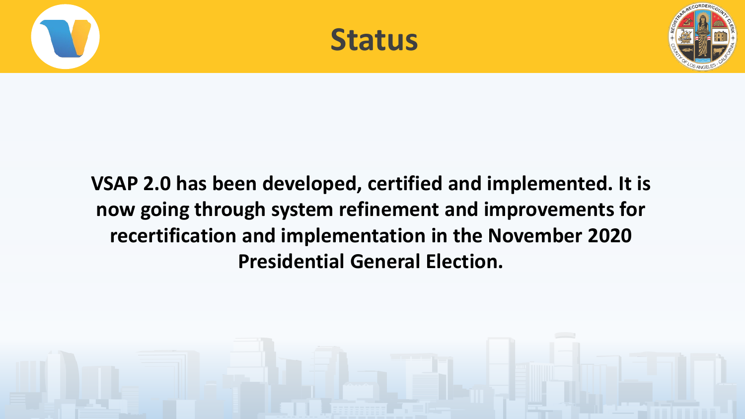# Status

**VSAP 2.0 has been developed, certified and implemented. It is now going through system refinement and improvements for recertification and implementation in the November 2020 Presidential General Election.**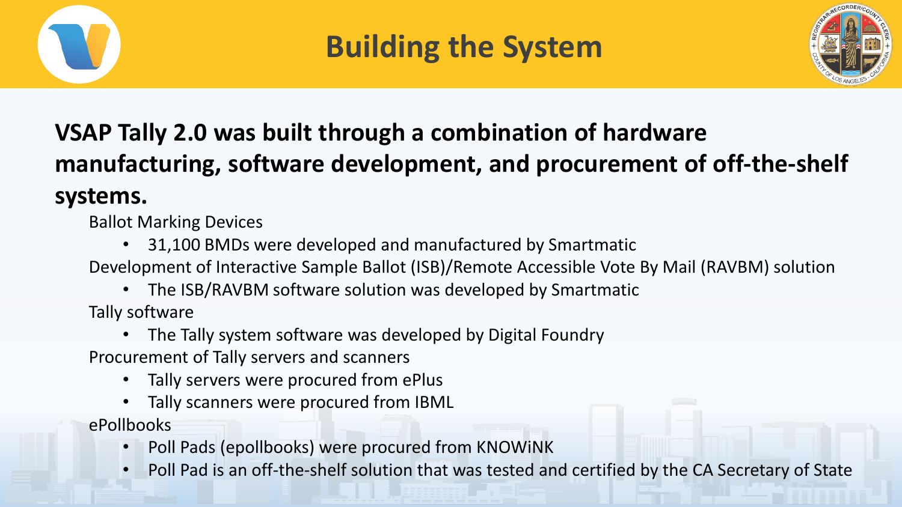# Building the System

**VSAP Tally 2.0 was built through a combination of hardware manufacturing, software development, and procurement of off-the-shelf systems.**

Ballot Marking Devices

- 31,100 BMDs were developed and manufactured by Smartmatic

Development of Interactive Sample Ballot (ISB)/Remote Accessible Vote By Mail (RAVBM) solution

- The ISB/RAVBM software solution was developed by Smartmatic

Tally software

- The Tally system software was developed by Digital Foundry

Procurement of Tally servers and scanners

- Tally servers were procured from ePlus
- Tally scanners were procured from IBML

ePollbooks

- Poll Pads (epollbooks) were procured from KNOWiNK
- Poll Pad is an off-the-shelf solution that was tested and certified by the CA Secretary of State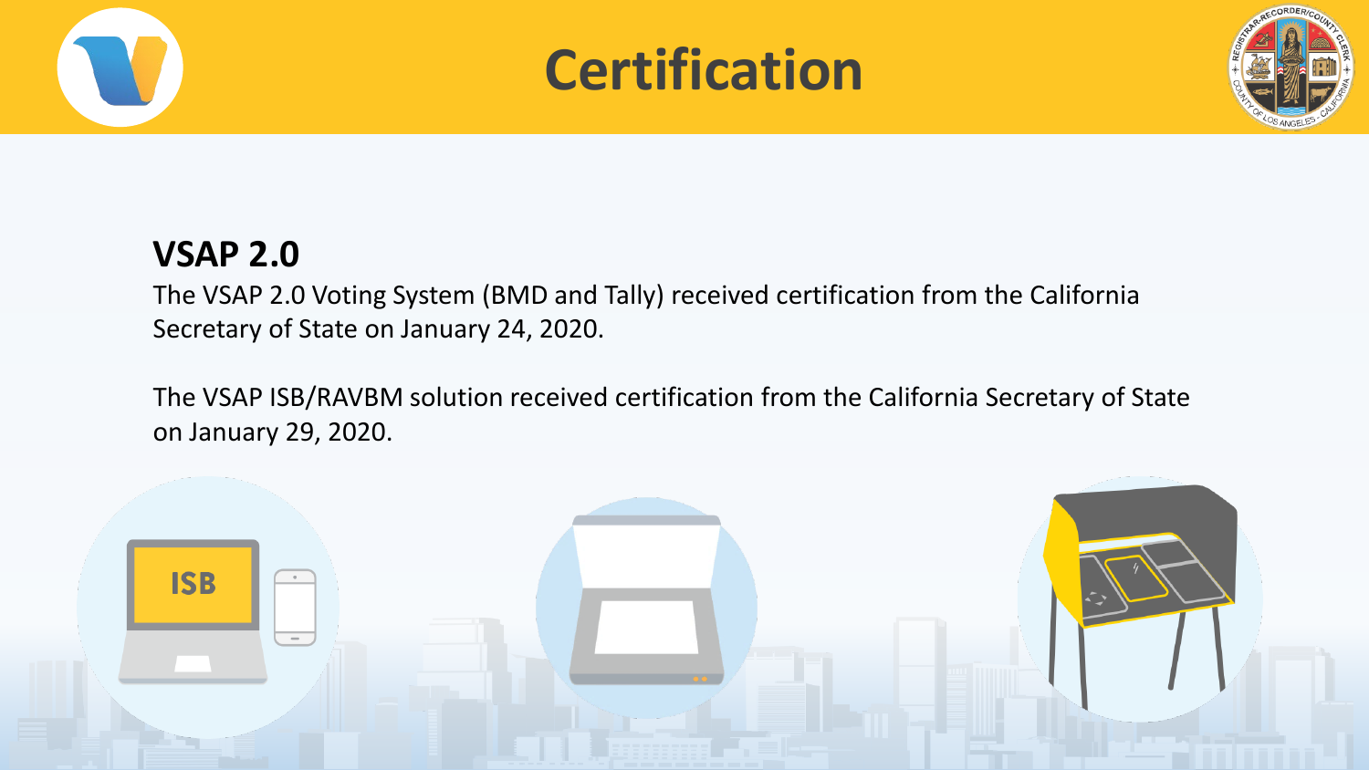# Certification

## VSAP 2.0

The VSAP 2.0 Voting System (BMD and Tally) received certification from the California Secretary of State on January 24, 2020.

The VSAP ISB/RAVBM solution received certification from the California Secretary of State on January 29, 2020.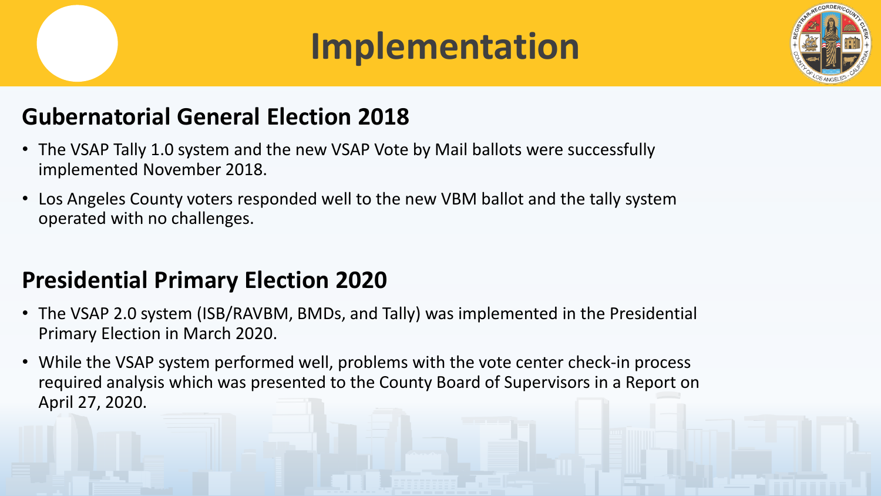# Implementation

## Gubernatorial General Election 2018

- The VSAP Tally 1.0 system and the new VSAP Vote by Mail ballots were successfully implemented November 2018.
- Los Angeles County voters responded well to the new VBM ballot and the tally system operated with no challenges.

## Presidential Primary Election 2020

- The VSAP 2.0 system (ISB/RAVBM, BMDs, and Tally) was implemented in the Presidential Primary Election in March 2020.
- While the VSAP system performed well, problems with the vote center check-in process required analysis which was presented to the County Board of Supervisors in a Report on April 27, 2020.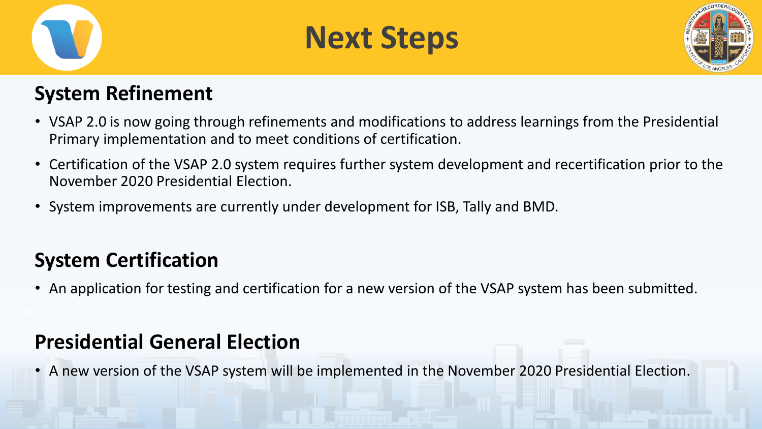# Next Steps

## System Refinement

- VSAP 2.0 is now going through refinements and modifications to address learnings from the Presidential Primary implementation and to meet conditions of certification.
- Certification of the VSAP 2.0 system requires further system development and recertification prior to the November 2020 Presidential Election.
- System improvements are currently under development for ISB, Tally and BMD.

## System Certification

- An application for testing and certification for a new version of the VSAP system has been submitted.

## Presidential General Election

- A new version of the VSAP system will be implemented in the November 2020 Presidential Election.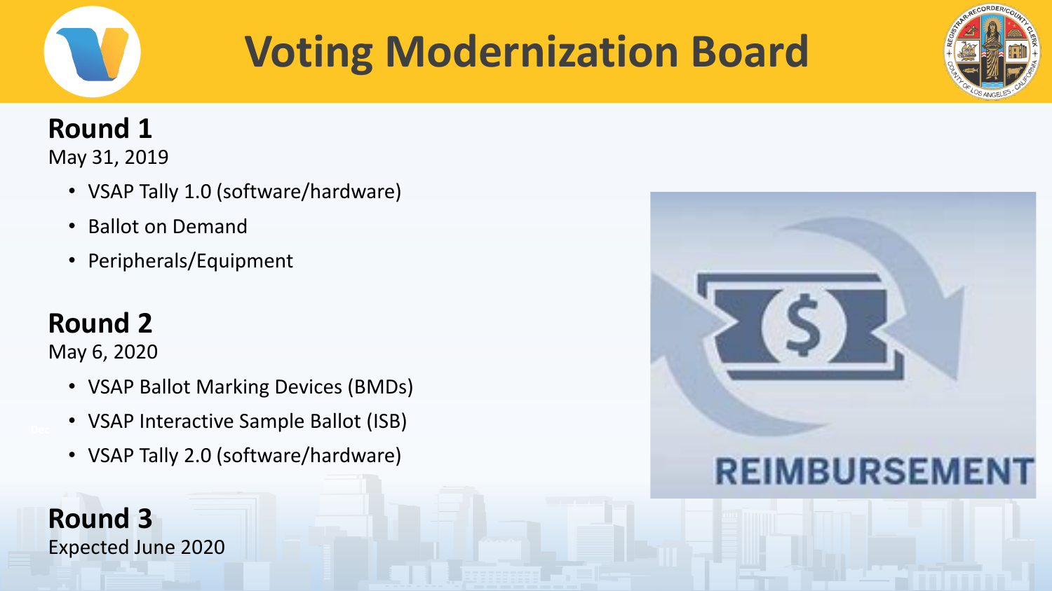# Voting Modernization Board

## Round 1

May 31, 2019

- VSAP Tally 1.0 (software/hardware)
- Ballot on Demand
- Peripherals/Equipment

## Round 2

May 6, 2020

- VSAP Ballot Marking Devices (BMDs)
- VSAP Interactive Sample Ballot (ISB)
- VSAP Tally 2.0 (software/hardware)

## Round 3

Expected June 2020

REIMBURSEMENT